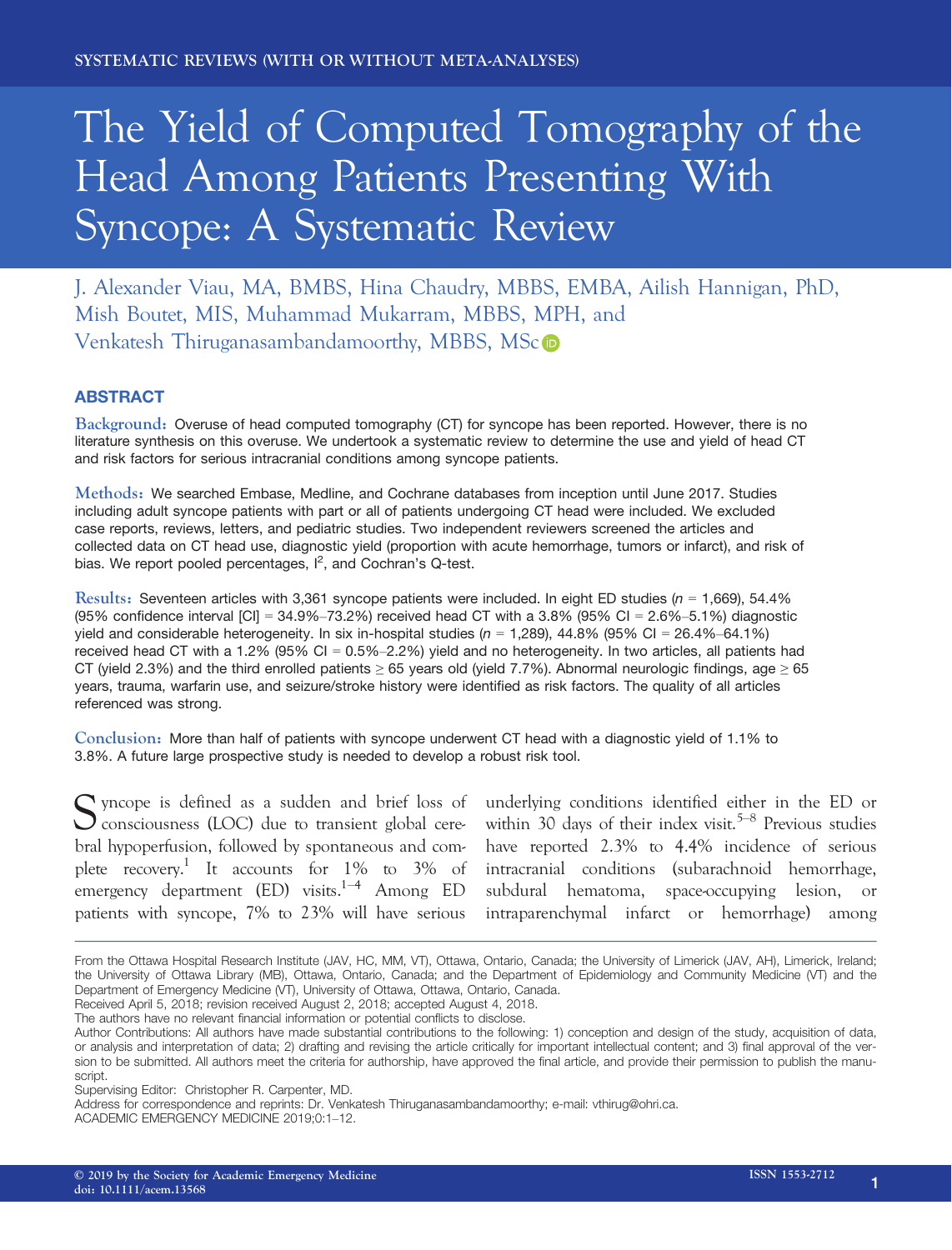SYSTEMATIC REVIEWS (WITH OR WITHOUT META-ANALYSES)

# The Yield of Computed Tomography of the Head Among Patients Presenting With Syncope: A Systematic Review

J. Alexander Viau, MA, BMBS, Hina Chaudry, MBBS, EMBA, Ailish Hannigan, PhD, Mish Boutet, MIS, Muhammad Mukarram, MBBS, MPH, and Venkatesh Thiruganasambandamoorthy, MBBS, MSc

## ABSTRACT

**Background:** Overuse of head computed tomography (CT) for syncope has been reported. However, there is no literature synthesis on this overuse. We undertook a systematic review to determine the use and yield of head CT and risk factors for serious intracranial conditions among syncope patients.

**Methods:** We searched Embase, Medline, and Cochrane databases from inception until June 2017. Studies including adult syncope patients with part or all of patients undergoing CT head were included. We excluded case reports, reviews, letters, and pediatric studies. Two independent reviewers screened the articles and collected data on CT head use, diagnostic yield (proportion with acute hemorrhage, tumors or infarct), and risk of bias. We report pooled percentages, $I^2$, and Cochran's Q-test.

**Results:** Seventeen articles with 3,361 syncope patients were included. In eight ED studies ($n$ = 1,669), 54.4% (95% confidence interval [CI] = 34.9%–73.2%) received head CT with a 3.8% (95% CI = 2.6%–5.1%) diagnostic yield and considerable heterogeneity. In six in-hospital studies ($n$ = 1,289), 44.8% (95% CI = 26.4%–64.1%) received head CT with a 1.2% (95% CI = 0.5%–2.2%) yield and no heterogeneity. In two articles, all patients had CT (yield 2.3%) and the third enrolled patients ≥ 65 years old (yield 7.7%). Abnormal neurologic findings, age ≥ 65 years, trauma, warfarin use, and seizure/stroke history were identified as risk factors. The quality of all articles referenced was strong.

**Conclusion:** More than half of patients with syncope underwent CT head with a diagnostic yield of 1.1% to 3.8%. A future large prospective study is needed to develop a robust risk tool.

Syncope is defined as a sudden and brief loss of consciousness (LOC) due to transient global cerebral hypoperfusion, followed by spontaneous and complete recovery.[1] It accounts for 1% to 3% of emergency department (ED) visits.[1–4] Among ED patients with syncope, 7% to 23% will have serious underlying conditions identified either in the ED or within 30 days of their index visit.[5–8] Previous studies have reported 2.3% to 4.4% incidence of serious intracranial conditions (subarachnoid hemorrhage, subdural hematoma, space-occupying lesion, or intraparenchymal infarct or hemorrhage) among

From the Ottawa Hospital Research Institute (JAV, HC, MM, VT), Ottawa, Ontario, Canada; the University of Limerick (JAV, AH), Limerick, Ireland; the University of Ottawa Library (MB), Ottawa, Ontario, Canada; and the Department of Epidemiology and Community Medicine (VT) and the Department of Emergency Medicine (VT), University of Ottawa, Ottawa, Ontario, Canada.
Received April 5, 2018; revision received August 2, 2018; accepted August 4, 2018.
The authors have no relevant financial information or potential conflicts to disclose.
Author Contributions: All authors have made substantial contributions to the following: 1) conception and design of the study, acquisition of data, or analysis and interpretation of data; 2) drafting and revising the article critically for important intellectual content; and 3) final approval of the version to be submitted. All authors meet the criteria for authorship, have approved the final article, and provide their permission to publish the manuscript.
Supervising Editor: Christopher R. Carpenter, MD.
Address for correspondence and reprints: Dr. Venkatesh Thiruganasambandamoorthy; e-mail: vthirug@ohri.ca.
ACADEMIC EMERGENCY MEDICINE 2019;0:1–12.

© 2019 by the Society for Academic Emergency Medicine
doi: 10.1111/acem.13568
ISSN 1553-2712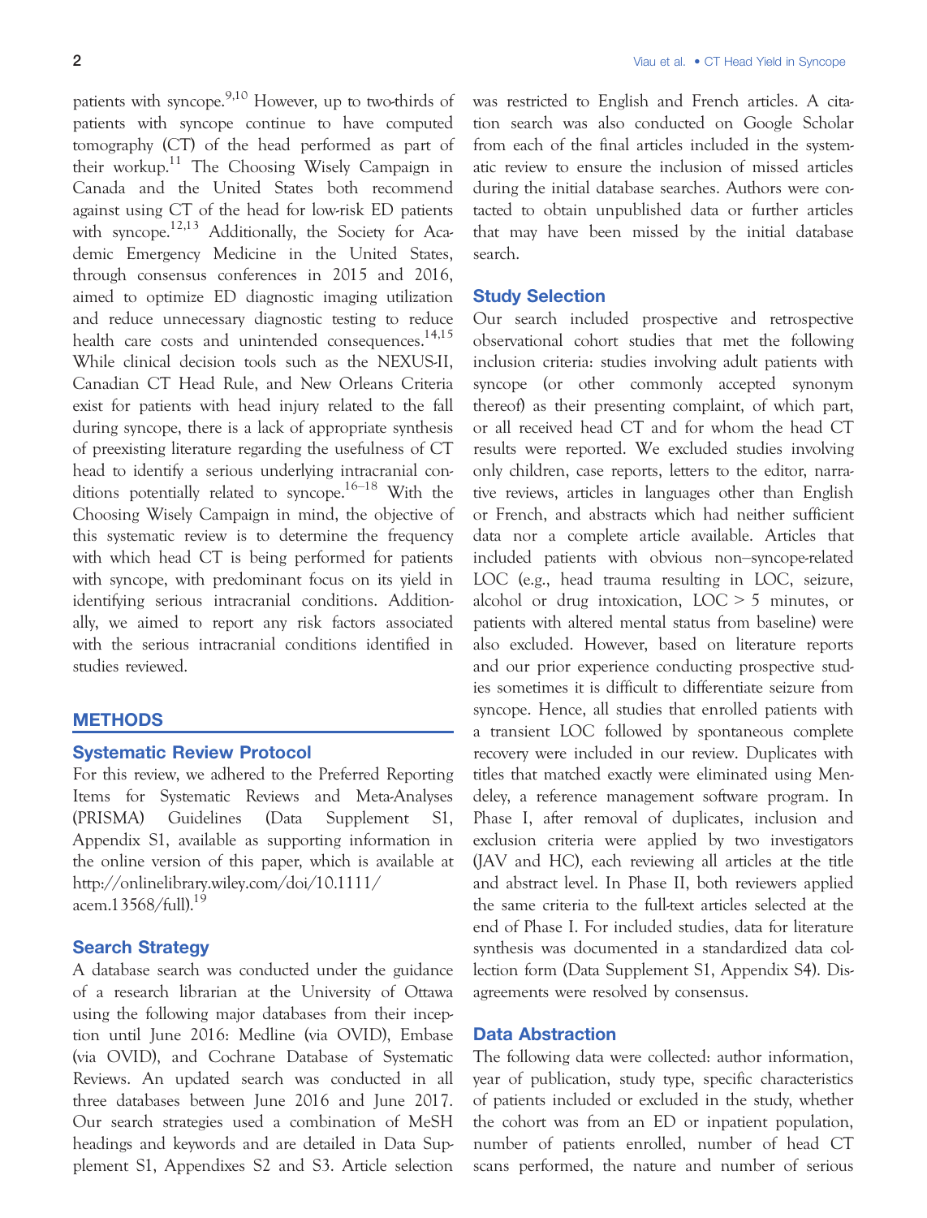patients with syncope.[9,10] However, up to two-thirds of patients with syncope continue to have computed tomography (CT) of the head performed as part of their workup.[11] The Choosing Wisely Campaign in Canada and the United States both recommend against using CT of the head for low-risk ED patients with syncope.[12,13] Additionally, the Society for Academic Emergency Medicine in the United States, through consensus conferences in 2015 and 2016, aimed to optimize ED diagnostic imaging utilization and reduce unnecessary diagnostic testing to reduce health care costs and unintended consequences.[14,15] While clinical decision tools such as the NEXUS-II, Canadian CT Head Rule, and New Orleans Criteria exist for patients with head injury related to the fall during syncope, there is a lack of appropriate synthesis of preexisting literature regarding the usefulness of CT head to identify a serious underlying intracranial conditions potentially related to syncope.[16–18] With the Choosing Wisely Campaign in mind, the objective of this systematic review is to determine the frequency with which head CT is being performed for patients with syncope, with predominant focus on its yield in identifying serious intracranial conditions. Additionally, we aimed to report any risk factors associated with the serious intracranial conditions identified in studies reviewed.

## METHODS

### Systematic Review Protocol

For this review, we adhered to the Preferred Reporting Items for Systematic Reviews and Meta-Analyses (PRISMA) Guidelines (Data Supplement S1, Appendix S1, available as supporting information in the online version of this paper, which is available at http://onlinelibrary.wiley.com/doi/10.1111/acem.13568/full).[19]

### Search Strategy

A database search was conducted under the guidance of a research librarian at the University of Ottawa using the following major databases from their inception until June 2016: Medline (via OVID), Embase (via OVID), and Cochrane Database of Systematic Reviews. An updated search was conducted in all three databases between June 2016 and June 2017. Our search strategies used a combination of MeSH headings and keywords and are detailed in Data Supplement S1, Appendixes S2 and S3. Article selection was restricted to English and French articles. A citation search was also conducted on Google Scholar from each of the final articles included in the systematic review to ensure the inclusion of missed articles during the initial database searches. Authors were contacted to obtain unpublished data or further articles that may have been missed by the initial database search.

### Study Selection

Our search included prospective and retrospective observational cohort studies that met the following inclusion criteria: studies involving adult patients with syncope (or other commonly accepted synonym thereof) as their presenting complaint, of which part, or all received head CT and for whom the head CT results were reported. We excluded studies involving only children, case reports, letters to the editor, narrative reviews, articles in languages other than English or French, and abstracts which had neither sufficient data nor a complete article available. Articles that included patients with obvious non–syncope-related LOC (e.g., head trauma resulting in LOC, seizure, alcohol or drug intoxication, LOC > 5 minutes, or patients with altered mental status from baseline) were also excluded. However, based on literature reports and our prior experience conducting prospective studies sometimes it is difficult to differentiate seizure from syncope. Hence, all studies that enrolled patients with a transient LOC followed by spontaneous complete recovery were included in our review. Duplicates with titles that matched exactly were eliminated using Mendeley, a reference management software program. In Phase I, after removal of duplicates, inclusion and exclusion criteria were applied by two investigators (JAV and HC), each reviewing all articles at the title and abstract level. In Phase II, both reviewers applied the same criteria to the full-text articles selected at the end of Phase I. For included studies, data for literature synthesis was documented in a standardized data collection form (Data Supplement S1, Appendix S4). Disagreements were resolved by consensus.

### Data Abstraction

The following data were collected: author information, year of publication, study type, specific characteristics of patients included or excluded in the study, whether the cohort was from an ED or inpatient population, number of patients enrolled, number of head CT scans performed, the nature and number of serious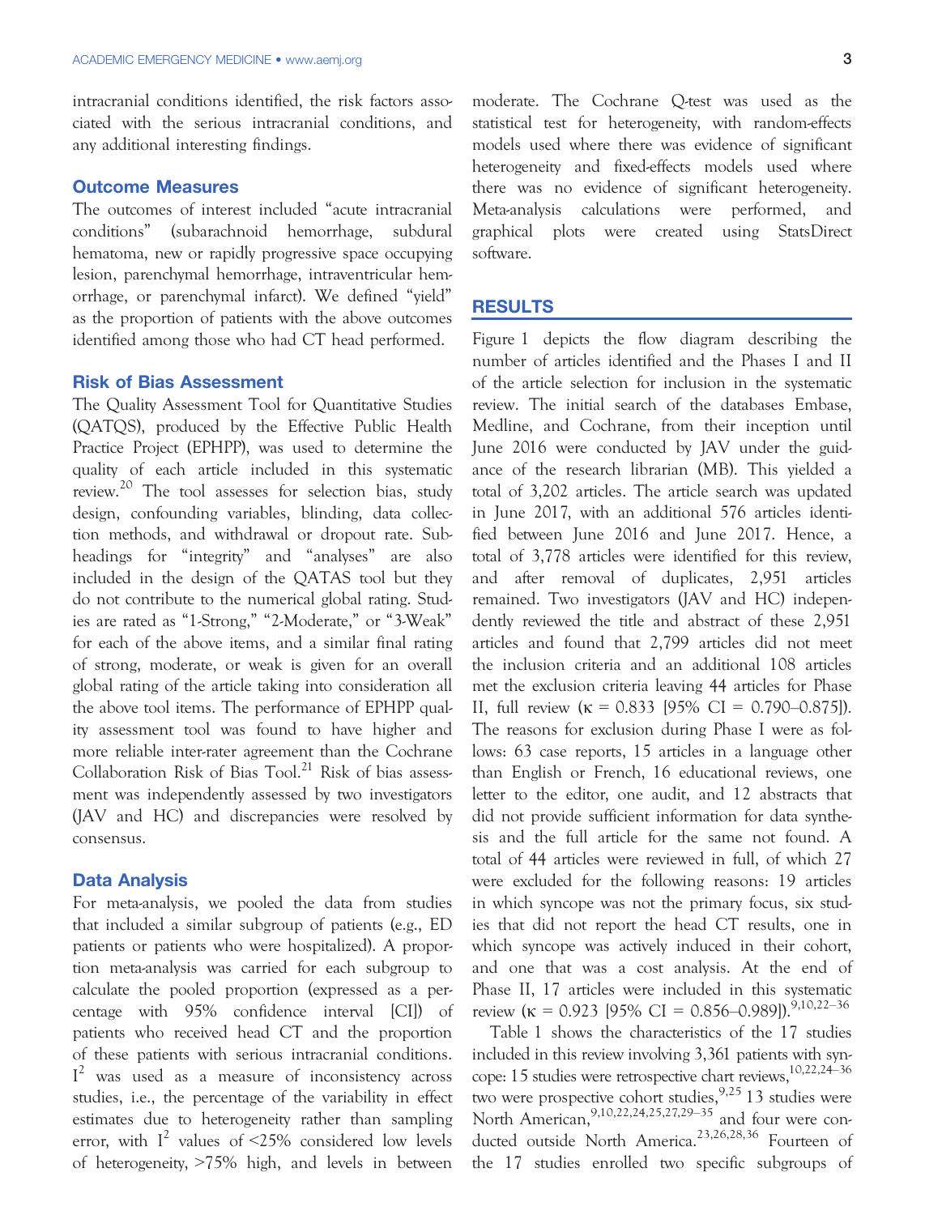intracranial conditions identified, the risk factors associated with the serious intracranial conditions, and any additional interesting findings.

## Outcome Measures

The outcomes of interest included "acute intracranial conditions" (subarachnoid hemorrhage, subdural hematoma, new or rapidly progressive space occupying lesion, parenchymal hemorrhage, intraventricular hemorrhage, or parenchymal infarct). We defined "yield" as the proportion of patients with the above outcomes identified among those who had CT head performed.

## Risk of Bias Assessment

The Quality Assessment Tool for Quantitative Studies (QATQS), produced by the Effective Public Health Practice Project (EPHPP), was used to determine the quality of each article included in this systematic review.[20] The tool assesses for selection bias, study design, confounding variables, blinding, data collection methods, and withdrawal or dropout rate. Subheadings for "integrity" and "analyses" are also included in the design of the QATAS tool but they do not contribute to the numerical global rating. Studies are rated as "1-Strong," "2-Moderate," or "3-Weak" for each of the above items, and a similar final rating of strong, moderate, or weak is given for an overall global rating of the article taking into consideration all the above tool items. The performance of EPHPP quality assessment tool was found to have higher and more reliable inter-rater agreement than the Cochrane Collaboration Risk of Bias Tool.[21] Risk of bias assessment was independently assessed by two investigators (JAV and HC) and discrepancies were resolved by consensus.

## Data Analysis

For meta-analysis, we pooled the data from studies that included a similar subgroup of patients (e.g., ED patients or patients who were hospitalized). A proportion meta-analysis was carried for each subgroup to calculate the pooled proportion (expressed as a percentage with 95% confidence interval [CI]) of patients who received head CT and the proportion of these patients with serious intracranial conditions. $I^2$ was used as a measure of inconsistency across studies, i.e., the percentage of the variability in effect estimates due to heterogeneity rather than sampling error, with $I^2$ values of <25% considered low levels of heterogeneity, >75% high, and levels in between moderate. The Cochrane Q-test was used as the statistical test for heterogeneity, with random-effects models used where there was evidence of significant heterogeneity and fixed-effects models used where there was no evidence of significant heterogeneity. Meta-analysis calculations were performed, and graphical plots were created using StatsDirect software.

# RESULTS

Figure 1 depicts the flow diagram describing the number of articles identified and the Phases I and II of the article selection for inclusion in the systematic review. The initial search of the databases Embase, Medline, and Cochrane, from their inception until June 2016 were conducted by JAV under the guidance of the research librarian (MB). This yielded a total of 3,202 articles. The article search was updated in June 2017, with an additional 576 articles identified between June 2016 and June 2017. Hence, a total of 3,778 articles were identified for this review, and after removal of duplicates, 2,951 articles remained. Two investigators (JAV and HC) independently reviewed the title and abstract of these 2,951 articles and found that 2,799 articles did not meet the inclusion criteria and an additional 108 articles met the exclusion criteria leaving 44 articles for Phase II, full review ($\kappa$ = 0.833 [95% CI = 0.790–0.875]). The reasons for exclusion during Phase I were as follows: 63 case reports, 15 articles in a language other than English or French, 16 educational reviews, one letter to the editor, one audit, and 12 abstracts that did not provide sufficient information for data synthesis and the full article for the same not found. A total of 44 articles were reviewed in full, of which 27 were excluded for the following reasons: 19 articles in which syncope was not the primary focus, six studies that did not report the head CT results, one in which syncope was actively induced in their cohort, and one that was a cost analysis. At the end of Phase II, 17 articles were included in this systematic review ($\kappa$ = 0.923 [95% CI = 0.856–0.989]).[9,10,22–36]

Table 1 shows the characteristics of the 17 studies included in this review involving 3,361 patients with syncope: 15 studies were retrospective chart reviews,[10,22,24–36] two were prospective cohort studies,[9,25] 13 studies were North American,[9,10,22,24,25,27,29–35] and four were conducted outside North America.[23,26,28,36] Fourteen of the 17 studies enrolled two specific subgroups of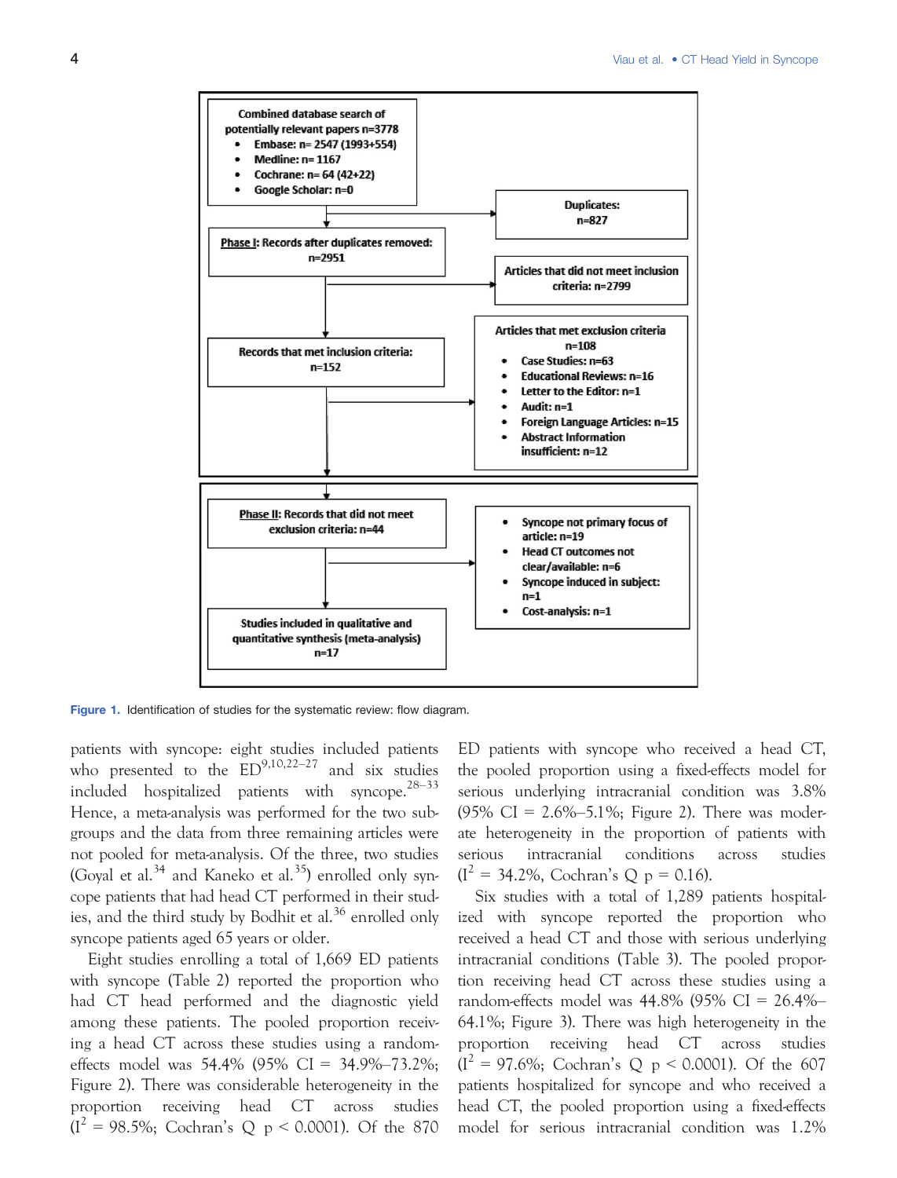Combined database search of potentially relevant papers n=3778

- Embase: n= 2547 (1993+554)
- Medline: n= 1167
- Cochrane: n= 64 (42+22)
- Google Scholar: n=0

Duplicates: n=827

Phase I: Records after duplicates removed: n=2951

Articles that did not meet inclusion criteria: n=2799

Records that met inclusion criteria: n=152

Articles that met exclusion criteria n=108

- Case Studies: n=63
- Educational Reviews: n=16
- Letter to the Editor: n=1
- Audit: n=1
- Foreign Language Articles: n=15
- Abstract Information insufficient: n=12

Phase II: Records that did not meet exclusion criteria: n=44

- Syncope not primary focus of article: n=19
- Head CT outcomes not clear/available: n=6
- Syncope induced in subject: n=1
- Cost-analysis: n=1

Studies included in qualitative and quantitative synthesis (meta-analysis) n=17

**Figure 1.** Identification of studies for the systematic review: flow diagram.

patients with syncope: eight studies included patients who presented to the ED[9,10,22–27] and six studies included hospitalized patients with syncope.[28–33] Hence, a meta-analysis was performed for the two subgroups and the data from three remaining articles were not pooled for meta-analysis. Of the three, two studies (Goyal et al.[34] and Kaneko et al.[35]) enrolled only syncope patients that had head CT performed in their studies, and the third study by Bodhit et al.[36] enrolled only syncope patients aged 65 years or older.

Eight studies enrolling a total of 1,669 ED patients with syncope (Table 2) reported the proportion who had CT head performed and the diagnostic yield among these patients. The pooled proportion receiving a head CT across these studies using a random-effects model was 54.4% (95% CI = 34.9%–73.2%; Figure 2). There was considerable heterogeneity in the proportion receiving head CT across studies ($I^2$ = 98.5%; Cochran's Q $p < 0.0001$). Of the 870 ED patients with syncope who received a head CT, the pooled proportion using a fixed-effects model for serious underlying intracranial condition was 3.8% (95% CI = 2.6%–5.1%; Figure 2). There was moderate heterogeneity in the proportion of patients with serious intracranial conditions across studies ($I^2$ = 34.2%, Cochran's Q $p = 0.16$).

Six studies with a total of 1,289 patients hospitalized with syncope reported the proportion who received a head CT and those with serious underlying intracranial conditions (Table 3). The pooled proportion receiving head CT across these studies using a random-effects model was 44.8% (95% CI = 26.4%–64.1%; Figure 3). There was high heterogeneity in the proportion receiving head CT across studies ($I^2$ = 97.6%; Cochran's Q $p < 0.0001$). Of the 607 patients hospitalized for syncope and who received a head CT, the pooled proportion using a fixed-effects model for serious intracranial condition was 1.2%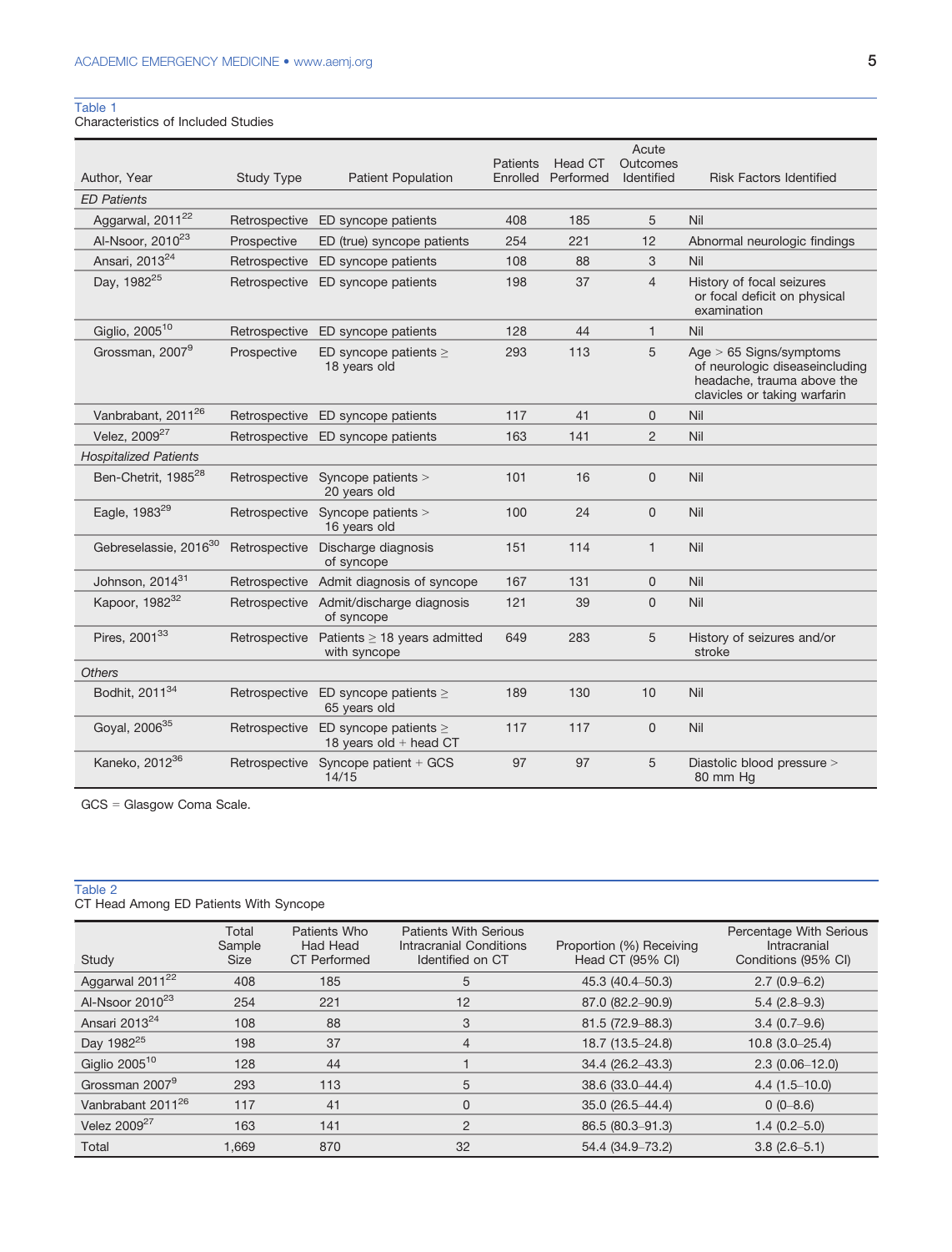Table 1
Characteristics of Included Studies

| Author, Year | Study Type | Patient Population | Patients Enrolled | Head CT Performed | Acute Outcomes Identified | Risk Factors Identified |
|---|---|---|---|---|---|---|
| *ED Patients* | | | | | | |
| Aggarwal, 2011[22] | Retrospective | ED syncope patients | 408 | 185 | 5 | Nil |
| Al-Nsoor, 2010[23] | Prospective | ED (true) syncope patients | 254 | 221 | 12 | Abnormal neurologic findings |
| Ansari, 2013[24] | Retrospective | ED syncope patients | 108 | 88 | 3 | Nil |
| Day, 1982[25] | Retrospective | ED syncope patients | 198 | 37 | 4 | History of focal seizures or focal deficit on physical examination |
| Giglio, 2005[10] | Retrospective | ED syncope patients | 128 | 44 | 1 | Nil |
| Grossman, 2007[9] | Prospective | ED syncope patients ≥ 18 years old | 293 | 113 | 5 | Age > 65 Signs/symptoms of neurologic diseaseincluding headache, trauma above the clavicles or taking warfarin |
| Vanbrabant, 2011[26] | Retrospective | ED syncope patients | 117 | 41 | 0 | Nil |
| Velez, 2009[27] | Retrospective | ED syncope patients | 163 | 141 | 2 | Nil |
| *Hospitalized Patients* | | | | | | |
| Ben-Chetrit, 1985[28] | Retrospective | Syncope patients > 20 years old | 101 | 16 | 0 | Nil |
| Eagle, 1983[29] | Retrospective | Syncope patients > 16 years old | 100 | 24 | 0 | Nil |
| Gebreselassie, 2016[30] | Retrospective | Discharge diagnosis of syncope | 151 | 114 | 1 | Nil |
| Johnson, 2014[31] | Retrospective | Admit diagnosis of syncope | 167 | 131 | 0 | Nil |
| Kapoor, 1982[32] | Retrospective | Admit/discharge diagnosis of syncope | 121 | 39 | 0 | Nil |
| Pires, 2001[33] | Retrospective | Patients ≥ 18 years admitted with syncope | 649 | 283 | 5 | History of seizures and/or stroke |
| *Others* | | | | | | |
| Bodhit, 2011[34] | Retrospective | ED syncope patients ≥ 65 years old | 189 | 130 | 10 | Nil |
| Goyal, 2006[35] | Retrospective | ED syncope patients ≥ 18 years old + head CT | 117 | 117 | 0 | Nil |
| Kaneko, 2012[36] | Retrospective | Syncope patient + GCS 14/15 | 97 | 97 | 5 | Diastolic blood pressure > 80 mm Hg |

GCS = Glasgow Coma Scale.

Table 2
CT Head Among ED Patients With Syncope

| Study | Total Sample Size | Patients Who Had Head CT Performed | Patients With Serious Intracranial Conditions Identified on CT | Proportion (%) Receiving Head CT (95% CI) | Percentage With Serious Intracranial Conditions (95% CI) |
|---|---|---|---|---|---|
| Aggarwal 2011[22] | 408 | 185 | 5 | 45.3 (40.4–50.3) | 2.7 (0.9–6.2) |
| Al-Nsoor 2010[23] | 254 | 221 | 12 | 87.0 (82.2–90.9) | 5.4 (2.8–9.3) |
| Ansari 2013[24] | 108 | 88 | 3 | 81.5 (72.9–88.3) | 3.4 (0.7–9.6) |
| Day 1982[25] | 198 | 37 | 4 | 18.7 (13.5–24.8) | 10.8 (3.0–25.4) |
| Giglio 2005[10] | 128 | 44 | 1 | 34.4 (26.2–43.3) | 2.3 (0.06–12.0) |
| Grossman 2007[9] | 293 | 113 | 5 | 38.6 (33.0–44.4) | 4.4 (1.5–10.0) |
| Vanbrabant 2011[26] | 117 | 41 | 0 | 35.0 (26.5–44.4) | 0 (0–8.6) |
| Velez 2009[27] | 163 | 141 | 2 | 86.5 (80.3–91.3) | 1.4 (0.2–5.0) |
| Total | 1,669 | 870 | 32 | 54.4 (34.9–73.2) | 3.8 (2.6–5.1) |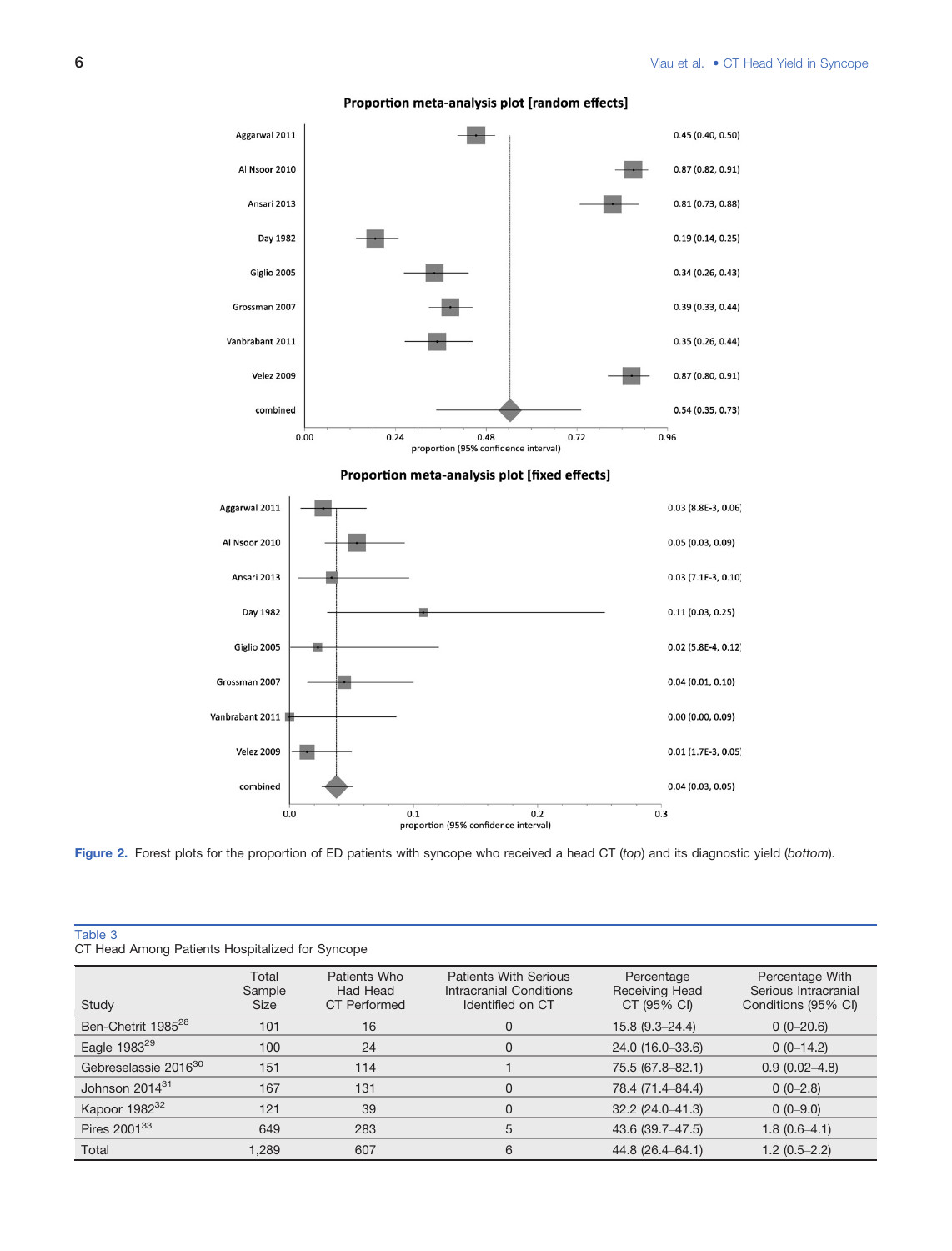Figure 2. Forest plots for the proportion of ED patients with syncope who received a head CT (*top*) and its diagnostic yield (*bottom*).

Table 3

CT Head Among Patients Hospitalized for Syncope

| Study | Total Sample Size | Patients Who Had Head CT Performed | Patients With Serious Intracranial Conditions Identified on CT | Percentage Receiving Head CT (95% CI) | Percentage With Serious Intracranial Conditions (95% CI) |
|---|---|---|---|---|---|
| Ben-Chetrit 1985[28] | 101 | 16 | 0 | 15.8 (9.3–24.4) | 0 (0–20.6) |
| Eagle 1983[29] | 100 | 24 | 0 | 24.0 (16.0–33.6) | 0 (0–14.2) |
| Gebreselassie 2016[30] | 151 | 114 | 1 | 75.5 (67.8–82.1) | 0.9 (0.02–4.8) |
| Johnson 2014[31] | 167 | 131 | 0 | 78.4 (71.4–84.4) | 0 (0–2.8) |
| Kapoor 1982[32] | 121 | 39 | 0 | 32.2 (24.0–41.3) | 0 (0–9.0) |
| Pires 2001[33] | 649 | 283 | 5 | 43.6 (39.7–47.5) | 1.8 (0.6–4.1) |
| Total | 1,289 | 607 | 6 | 44.8 (26.4–64.1) | 1.2 (0.5–2.2) |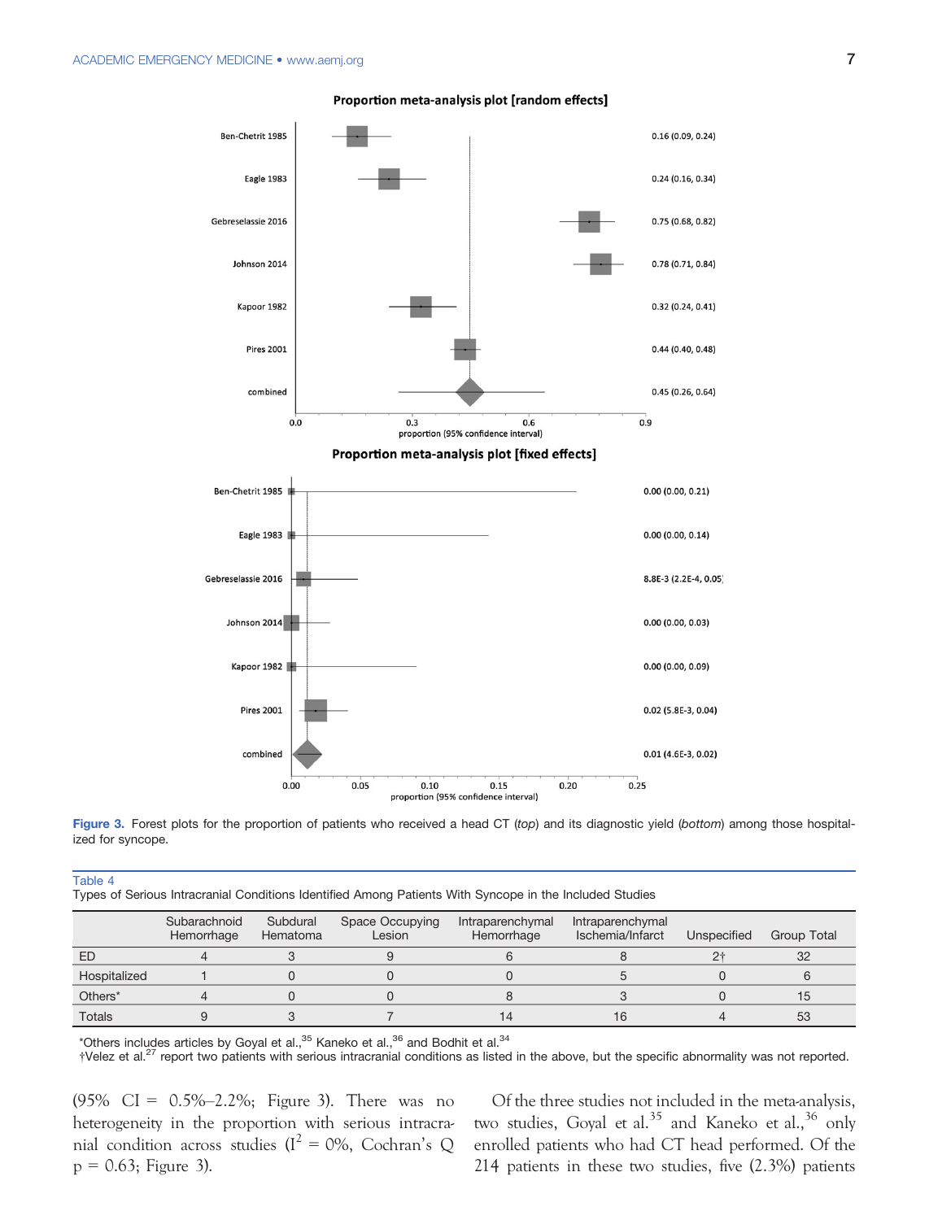**Proportion meta-analysis plot [random effects]**

| Study | Proportion (95% CI) |
|---|---|
| Ben-Chetrit 1985 | 0.16 (0.09, 0.24) |
| Eagle 1983 | 0.24 (0.16, 0.34) |
| Gebreselassie 2016 | 0.75 (0.68, 0.82) |
| Johnson 2014 | 0.78 (0.71, 0.84) |
| Kapoor 1982 | 0.32 (0.24, 0.41) |
| Pires 2001 | 0.44 (0.40, 0.48) |
| combined | 0.45 (0.26, 0.64) |

**Proportion meta-analysis plot [fixed effects]**

| Study | Proportion (95% CI) |
|---|---|
| Ben-Chetrit 1985 | 0.00 (0.00, 0.21) |
| Eagle 1983 | 0.00 (0.00, 0.14) |
| Gebreselassie 2016 | 8.8E-3 (2.2E-4, 0.05) |
| Johnson 2014 | 0.00 (0.00, 0.03) |
| Kapoor 1982 | 0.00 (0.00, 0.09) |
| Pires 2001 | 0.02 (5.8E-3, 0.04) |
| combined | 0.01 (4.6E-3, 0.02) |

**Figure 3.** Forest plots for the proportion of patients who received a head CT (*top*) and its diagnostic yield (*bottom*) among those hospitalized for syncope.

Table 4
Types of Serious Intracranial Conditions Identified Among Patients With Syncope in the Included Studies

| | Subarachnoid Hemorrhage | Subdural Hematoma | Space Occupying Lesion | Intraparenchymal Hemorrhage | Intraparenchymal Ischemia/Infarct | Unspecified | Group Total |
|---|---|---|---|---|---|---|---|
| ED | 4 | 3 | 9 | 6 | 8 | 2† | 32 |
| Hospitalized | 1 | 0 | 0 | 0 | 5 | 0 | 6 |
| Others* | 4 | 0 | 0 | 8 | 3 | 0 | 15 |
| Totals | 9 | 3 | 7 | 14 | 16 | 4 | 53 |

*Others includes articles by Goyal et al.,[35] Kaneko et al.,[36] and Bodhit et al.[34]
†Velez et al.[27] report two patients with serious intracranial conditions as listed in the above, but the specific abnormality was not reported.

(95% CI = 0.5%–2.2%; Figure 3). There was no heterogeneity in the proportion with serious intracranial condition across studies ($I^2$ = 0%, Cochran's Q p = 0.63; Figure 3).

Of the three studies not included in the meta-analysis, two studies, Goyal et al.[35] and Kaneko et al.,[36] only enrolled patients who had CT head performed. Of the 214 patients in these two studies, five (2.3%) patients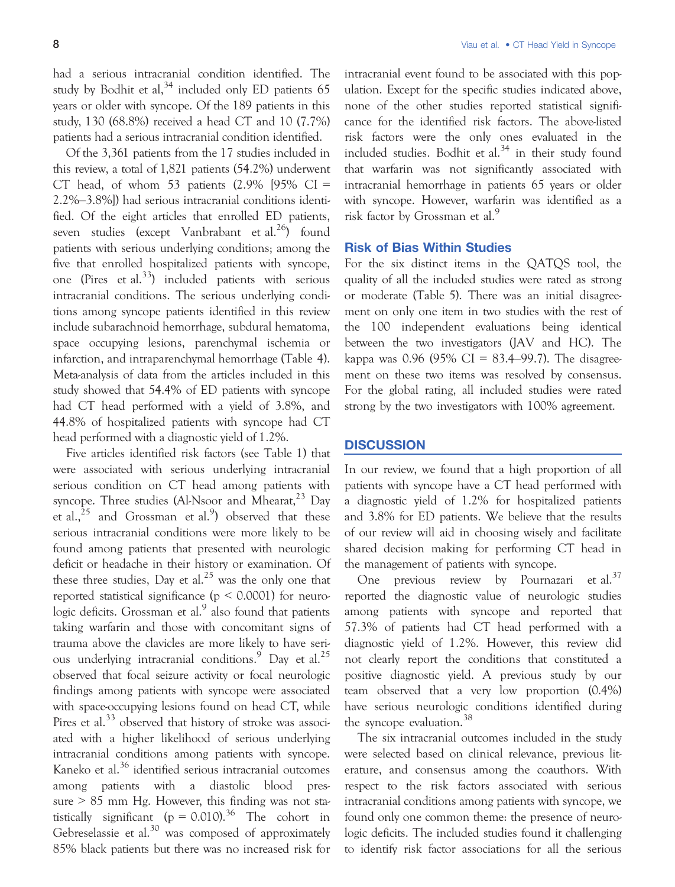had a serious intracranial condition identified. The study by Bodhit et al,[34] included only ED patients 65 years or older with syncope. Of the 189 patients in this study, 130 (68.8%) received a head CT and 10 (7.7%) patients had a serious intracranial condition identified.

Of the 3,361 patients from the 17 studies included in this review, a total of 1,821 patients (54.2%) underwent CT head, of whom 53 patients (2.9% [95% CI = 2.2%–3.8%]) had serious intracranial conditions identified. Of the eight articles that enrolled ED patients, seven studies (except Vanbrabant et al.[26]) found patients with serious underlying conditions; among the five that enrolled hospitalized patients with syncope, one (Pires et al.[33]) included patients with serious intracranial conditions. The serious underlying conditions among syncope patients identified in this review include subarachnoid hemorrhage, subdural hematoma, space occupying lesions, parenchymal ischemia or infarction, and intraparenchymal hemorrhage (Table 4). Meta-analysis of data from the articles included in this study showed that 54.4% of ED patients with syncope had CT head performed with a yield of 3.8%, and 44.8% of hospitalized patients with syncope had CT head performed with a diagnostic yield of 1.2%.

Five articles identified risk factors (see Table 1) that were associated with serious underlying intracranial serious condition on CT head among patients with syncope. Three studies (Al-Nsoor and Mhearat,[23] Day et al.,[25] and Grossman et al.[9]) observed that these serious intracranial conditions were more likely to be found among patients that presented with neurologic deficit or headache in their history or examination. Of these three studies, Day et al.[25] was the only one that reported statistical significance ($p < 0.0001$) for neurologic deficits. Grossman et al.[9] also found that patients taking warfarin and those with concomitant signs of trauma above the clavicles are more likely to have serious underlying intracranial conditions.[9] Day et al.[25] observed that focal seizure activity or focal neurologic findings among patients with syncope were associated with space-occupying lesions found on head CT, while Pires et al.[33] observed that history of stroke was associated with a higher likelihood of serious underlying intracranial conditions among patients with syncope. Kaneko et al.[36] identified serious intracranial outcomes among patients with a diastolic blood pressure > 85 mm Hg. However, this finding was not statistically significant ($p = 0.010$).[36] The cohort in Gebreselassie et al.[30] was composed of approximately 85% black patients but there was no increased risk for intracranial event found to be associated with this population. Except for the specific studies indicated above, none of the other studies reported statistical significance for the identified risk factors. The above-listed risk factors were the only ones evaluated in the included studies. Bodhit et al.[34] in their study found that warfarin was not significantly associated with intracranial hemorrhage in patients 65 years or older with syncope. However, warfarin was identified as a risk factor by Grossman et al.[9]

### Risk of Bias Within Studies

For the six distinct items in the QATQS tool, the quality of all the included studies were rated as strong or moderate (Table 5). There was an initial disagreement on only one item in two studies with the rest of the 100 independent evaluations being identical between the two investigators (JAV and HC). The kappa was 0.96 (95% CI = 83.4–99.7). The disagreement on these two items was resolved by consensus. For the global rating, all included studies were rated strong by the two investigators with 100% agreement.

## DISCUSSION

In our review, we found that a high proportion of all patients with syncope have a CT head performed with a diagnostic yield of 1.2% for hospitalized patients and 3.8% for ED patients. We believe that the results of our review will aid in choosing wisely and facilitate shared decision making for performing CT head in the management of patients with syncope.

One previous review by Pournazari et al.[37] reported the diagnostic value of neurologic studies among patients with syncope and reported that 57.3% of patients had CT head performed with a diagnostic yield of 1.2%. However, this review did not clearly report the conditions that constituted a positive diagnostic yield. A previous study by our team observed that a very low proportion (0.4%) have serious neurologic conditions identified during the syncope evaluation.[38]

The six intracranial outcomes included in the study were selected based on clinical relevance, previous literature, and consensus among the coauthors. With respect to the risk factors associated with serious intracranial conditions among patients with syncope, we found only one common theme: the presence of neurologic deficits. The included studies found it challenging to identify risk factor associations for all the serious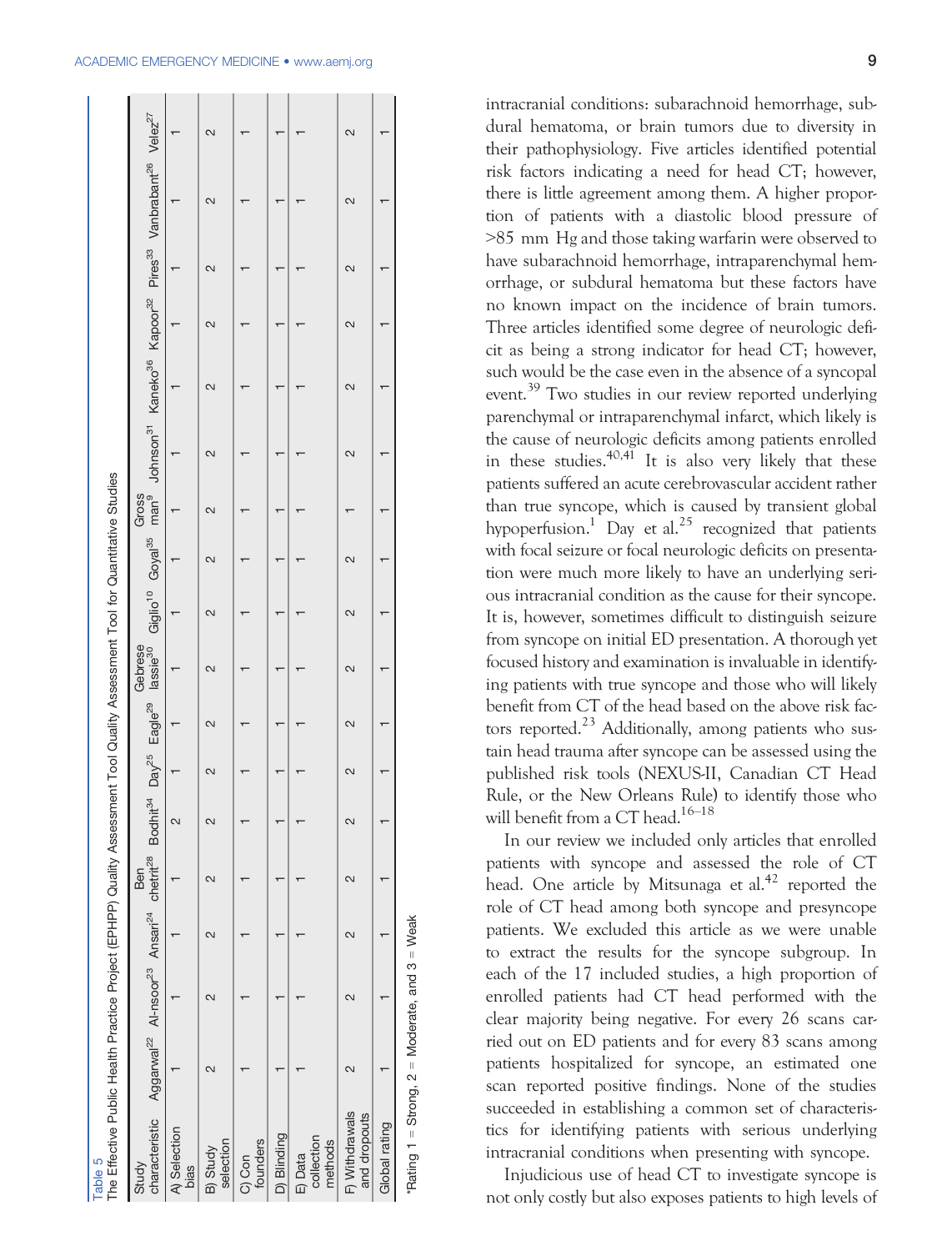Table 5
The Effective Public Health Practice Project (EPHPP) Quality Assessment Tool Quality Assessment Tool for Quantitative Studies

| Study characteristic | Aggarwal[22] | Al-nsoor[23] | Ansari[24] | Ben chetrit[28] | Bodhit[34] | Day[25] | Eagle[29] | Gebrese lassie[30] | Giglio[10] | Goyal[35] | Gross man[9] | Johnson[31] | Kaneko[36] | Kapoor[32] | Pires[33] | Vanbrabant[26] | Velez[27] |
|---|---|---|---|---|---|---|---|---|---|---|---|---|---|---|---|---|---|
| A) Selection bias | 1 | 1 | 1 | 1 | 2 | 1 | 1 | 1 | 1 | 1 | 1 | 1 | 1 | 1 | 1 | 1 | 1 |
| B) Study selection | 2 | 2 | 2 | 2 | 2 | 2 | 2 | 2 | 2 | 2 | 2 | 2 | 2 | 2 | 2 | 2 | 2 |
| C) Con founders | 1 | 1 | 1 | 1 | 1 | 1 | 1 | 1 | 1 | 1 | 1 | 1 | 1 | 1 | 1 | 1 | 1 |
| D) Blinding | 1 | 1 | 1 | 1 | 1 | 1 | 1 | 1 | 1 | 1 | 1 | 1 | 1 | 1 | 1 | 1 | 1 |
| E) Data collection methods | 1 | 1 | 1 | 1 | 1 | 1 | 1 | 1 | 1 | 1 | 1 | 1 | 1 | 1 | 1 | 1 | 1 |
| F) Withdrawals and dropouts | 2 | 2 | 2 | 2 | 2 | 2 | 2 | 2 | 2 | 2 | 1 | 2 | 2 | 2 | 2 | 2 | 2 |
| Global rating | 1 | 1 | 1 | 1 | 1 | 1 | 1 | 1 | 1 | 1 | 1 | 1 | 1 | 1 | 1 | 1 | 1 |

*Rating 1 = Strong, 2 = Moderate, and 3 = Weak

intracranial conditions: subarachnoid hemorrhage, subdural hematoma, or brain tumors due to diversity in their pathophysiology. Five articles identified potential risk factors indicating a need for head CT; however, there is little agreement among them. A higher proportion of patients with a diastolic blood pressure of >85 mm Hg and those taking warfarin were observed to have subarachnoid hemorrhage, intraparenchymal hemorrhage, or subdural hematoma but these factors have no known impact on the incidence of brain tumors. Three articles identified some degree of neurologic deficit as being a strong indicator for head CT; however, such would be the case even in the absence of a syncopal event.[39] Two studies in our review reported underlying parenchymal or intraparenchymal infarct, which likely is the cause of neurologic deficits among patients enrolled in these studies.[40,41] It is also very likely that these patients suffered an acute cerebrovascular accident rather than true syncope, which is caused by transient global hypoperfusion.[1] Day et al.[25] recognized that patients with focal seizure or focal neurologic deficits on presentation were much more likely to have an underlying serious intracranial condition as the cause for their syncope. It is, however, sometimes difficult to distinguish seizure from syncope on initial ED presentation. A thorough yet focused history and examination is invaluable in identifying patients with true syncope and those who will likely benefit from CT of the head based on the above risk factors reported.[23] Additionally, among patients who sustain head trauma after syncope can be assessed using the published risk tools (NEXUS-II, Canadian CT Head Rule, or the New Orleans Rule) to identify those who will benefit from a CT head.[16–18]

In our review we included only articles that enrolled patients with syncope and assessed the role of CT head. One article by Mitsunaga et al.[42] reported the role of CT head among both syncope and presyncope patients. We excluded this article as we were unable to extract the results for the syncope subgroup. In each of the 17 included studies, a high proportion of enrolled patients had CT head performed with the clear majority being negative. For every 26 scans carried out on ED patients and for every 83 scans among patients hospitalized for syncope, an estimated one scan reported positive findings. None of the studies succeeded in establishing a common set of characteristics for identifying patients with serious underlying intracranial conditions when presenting with syncope.

Injudicious use of head CT to investigate syncope is not only costly but also exposes patients to high levels of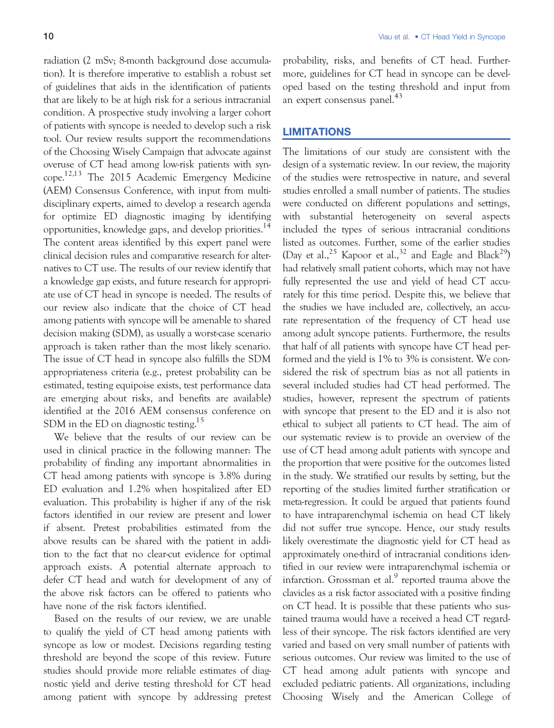radiation (2 mSv; 8-month background dose accumulation). It is therefore imperative to establish a robust set of guidelines that aids in the identification of patients that are likely to be at high risk for a serious intracranial condition. A prospective study involving a larger cohort of patients with syncope is needed to develop such a risk tool. Our review results support the recommendations of the Choosing Wisely Campaign that advocate against overuse of CT head among low-risk patients with syncope.[12,13] The 2015 Academic Emergency Medicine (AEM) Consensus Conference, with input from multidisciplinary experts, aimed to develop a research agenda for optimize ED diagnostic imaging by identifying opportunities, knowledge gaps, and develop priorities.[14] The content areas identified by this expert panel were clinical decision rules and comparative research for alternatives to CT use. The results of our review identify that a knowledge gap exists, and future research for appropriate use of CT head in syncope is needed. The results of our review also indicate that the choice of CT head among patients with syncope will be amenable to shared decision making (SDM), as usually a worst-case scenario approach is taken rather than the most likely scenario. The issue of CT head in syncope also fulfills the SDM appropriateness criteria (e.g., pretest probability can be estimated, testing equipoise exists, test performance data are emerging about risks, and benefits are available) identified at the 2016 AEM consensus conference on SDM in the ED on diagnostic testing.[15]

We believe that the results of our review can be used in clinical practice in the following manner: The probability of finding any important abnormalities in CT head among patients with syncope is 3.8% during ED evaluation and 1.2% when hospitalized after ED evaluation. This probability is higher if any of the risk factors identified in our review are present and lower if absent. Pretest probabilities estimated from the above results can be shared with the patient in addition to the fact that no clear-cut evidence for optimal approach exists. A potential alternate approach to defer CT head and watch for development of any of the above risk factors can be offered to patients who have none of the risk factors identified.

Based on the results of our review, we are unable to qualify the yield of CT head among patients with syncope as low or modest. Decisions regarding testing threshold are beyond the scope of this review. Future studies should provide more reliable estimates of diagnostic yield and derive testing threshold for CT head among patient with syncope by addressing pretest probability, risks, and benefits of CT head. Furthermore, guidelines for CT head in syncope can be developed based on the testing threshold and input from an expert consensus panel.[43]

## LIMITATIONS

The limitations of our study are consistent with the design of a systematic review. In our review, the majority of the studies were retrospective in nature, and several studies enrolled a small number of patients. The studies were conducted on different populations and settings, with substantial heterogeneity on several aspects included the types of serious intracranial conditions listed as outcomes. Further, some of the earlier studies (Day et al.,[25] Kapoor et al.,[32] and Eagle and Black[29]) had relatively small patient cohorts, which may not have fully represented the use and yield of head CT accurately for this time period. Despite this, we believe that the studies we have included are, collectively, an accurate representation of the frequency of CT head use among adult syncope patients. Furthermore, the results that half of all patients with syncope have CT head performed and the yield is 1% to 3% is consistent. We considered the risk of spectrum bias as not all patients in several included studies had CT head performed. The studies, however, represent the spectrum of patients with syncope that present to the ED and it is also not ethical to subject all patients to CT head. The aim of our systematic review is to provide an overview of the use of CT head among adult patients with syncope and the proportion that were positive for the outcomes listed in the study. We stratified our results by setting, but the reporting of the studies limited further stratification or meta-regression. It could be argued that patients found to have intraparenchymal ischemia on head CT likely did not suffer true syncope. Hence, our study results likely overestimate the diagnostic yield for CT head as approximately one-third of intracranial conditions identified in our review were intraparenchymal ischemia or infarction. Grossman et al.[9] reported trauma above the clavicles as a risk factor associated with a positive finding on CT head. It is possible that these patients who sustained trauma would have a received a head CT regardless of their syncope. The risk factors identified are very varied and based on very small number of patients with serious outcomes. Our review was limited to the use of CT head among adult patients with syncope and excluded pediatric patients. All organizations, including Choosing Wisely and the American College of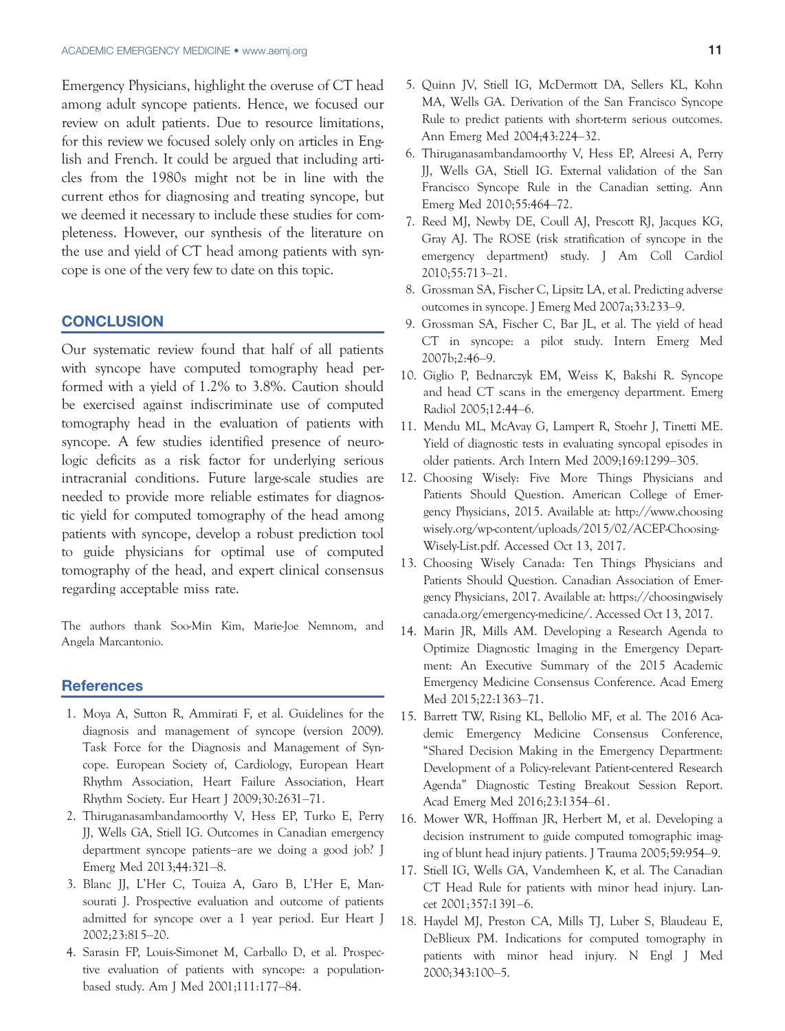Emergency Physicians, highlight the overuse of CT head among adult syncope patients. Hence, we focused our review on adult patients. Due to resource limitations, for this review we focused solely only on articles in English and French. It could be argued that including articles from the 1980s might not be in line with the current ethos for diagnosing and treating syncope, but we deemed it necessary to include these studies for completeness. However, our synthesis of the literature on the use and yield of CT head among patients with syncope is one of the very few to date on this topic.

## CONCLUSION

Our systematic review found that half of all patients with syncope have computed tomography head performed with a yield of 1.2% to 3.8%. Caution should be exercised against indiscriminate use of computed tomography head in the evaluation of patients with syncope. A few studies identified presence of neurologic deficits as a risk factor for underlying serious intracranial conditions. Future large-scale studies are needed to provide more reliable estimates for diagnostic yield for computed tomography of the head among patients with syncope, develop a robust prediction tool to guide physicians for optimal use of computed tomography of the head, and expert clinical consensus regarding acceptable miss rate.

The authors thank Soo-Min Kim, Marie-Joe Nemnom, and Angela Marcantonio.

## References

1. Moya A, Sutton R, Ammirati F, et al. Guidelines for the diagnosis and management of syncope (version 2009). Task Force for the Diagnosis and Management of Syncope. European Society of, Cardiology, European Heart Rhythm Association, Heart Failure Association, Heart Rhythm Society. Eur Heart J 2009;30:2631–71.
2. Thiruganasambandamoorthy V, Hess EP, Turko E, Perry JJ, Wells GA, Stiell IG. Outcomes in Canadian emergency department syncope patients–are we doing a good job? J Emerg Med 2013;44:321–8.
3. Blanc JJ, L'Her C, Touiza A, Garo B, L'Her E, Mansourati J. Prospective evaluation and outcome of patients admitted for syncope over a 1 year period. Eur Heart J 2002;23:815–20.
4. Sarasin FP, Louis-Simonet M, Carballo D, et al. Prospective evaluation of patients with syncope: a population-based study. Am J Med 2001;111:177–84.
5. Quinn JV, Stiell IG, McDermott DA, Sellers KL, Kohn MA, Wells GA. Derivation of the San Francisco Syncope Rule to predict patients with short-term serious outcomes. Ann Emerg Med 2004;43:224–32.
6. Thiruganasambandamoorthy V, Hess EP, Alreesi A, Perry JJ, Wells GA, Stiell IG. External validation of the San Francisco Syncope Rule in the Canadian setting. Ann Emerg Med 2010;55:464–72.
7. Reed MJ, Newby DE, Coull AJ, Prescott RJ, Jacques KG, Gray AJ. The ROSE (risk stratification of syncope in the emergency department) study. J Am Coll Cardiol 2010;55:713–21.
8. Grossman SA, Fischer C, Lipsitz LA, et al. Predicting adverse outcomes in syncope. J Emerg Med 2007a;33:233–9.
9. Grossman SA, Fischer C, Bar JL, et al. The yield of head CT in syncope: a pilot study. Intern Emerg Med 2007b;2:46–9.
10. Giglio P, Bednarczyk EM, Weiss K, Bakshi R. Syncope and head CT scans in the emergency department. Emerg Radiol 2005;12:44–6.
11. Mendu ML, McAvay G, Lampert R, Stoehr J, Tinetti ME. Yield of diagnostic tests in evaluating syncopal episodes in older patients. Arch Intern Med 2009;169:1299–305.
12. Choosing Wisely: Five More Things Physicians and Patients Should Question. American College of Emergency Physicians, 2015. Available at: http://www.choosingwisely.org/wp-content/uploads/2015/02/ACEP-Choosing-Wisely-List.pdf. Accessed Oct 13, 2017.
13. Choosing Wisely Canada: Ten Things Physicians and Patients Should Question. Canadian Association of Emergency Physicians, 2017. Available at: https://choosingwiselycanada.org/emergency-medicine/. Accessed Oct 13, 2017.
14. Marin JR, Mills AM. Developing a Research Agenda to Optimize Diagnostic Imaging in the Emergency Department: An Executive Summary of the 2015 Academic Emergency Medicine Consensus Conference. Acad Emerg Med 2015;22:1363–71.
15. Barrett TW, Rising KL, Bellolio MF, et al. The 2016 Academic Emergency Medicine Consensus Conference, "Shared Decision Making in the Emergency Department: Development of a Policy-relevant Patient-centered Research Agenda" Diagnostic Testing Breakout Session Report. Acad Emerg Med 2016;23:1354–61.
16. Mower WR, Hoffman JR, Herbert M, et al. Developing a decision instrument to guide computed tomographic imaging of blunt head injury patients. J Trauma 2005;59:954–9.
17. Stiell IG, Wells GA, Vandemheen K, et al. The Canadian CT Head Rule for patients with minor head injury. Lancet 2001;357:1391–6.
18. Haydel MJ, Preston CA, Mills TJ, Luber S, Blaudeau E, DeBlieux PM. Indications for computed tomography in patients with minor head injury. N Engl J Med 2000;343:100–5.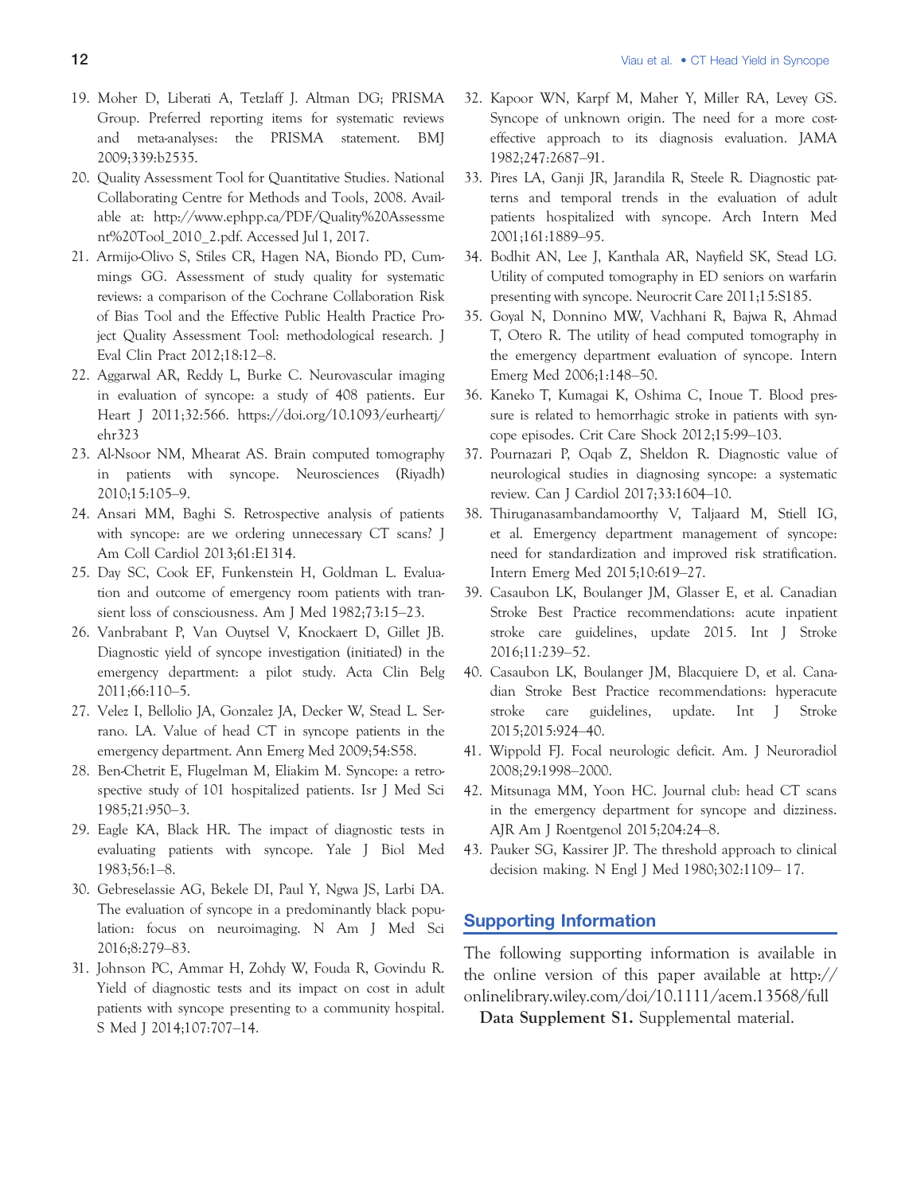19. Moher D, Liberati A, Tetzlaff J. Altman DG; PRISMA Group. Preferred reporting items for systematic reviews and meta-analyses: the PRISMA statement. BMJ 2009;339:b2535.
20. Quality Assessment Tool for Quantitative Studies. National Collaborating Centre for Methods and Tools, 2008. Available at: http://www.ephpp.ca/PDF/Quality%20Assessment%20Tool_2010_2.pdf. Accessed Jul 1, 2017.
21. Armijo-Olivo S, Stiles CR, Hagen NA, Biondo PD, Cummings GG. Assessment of study quality for systematic reviews: a comparison of the Cochrane Collaboration Risk of Bias Tool and the Effective Public Health Practice Project Quality Assessment Tool: methodological research. J Eval Clin Pract 2012;18:12–8.
22. Aggarwal AR, Reddy L, Burke C. Neurovascular imaging in evaluation of syncope: a study of 408 patients. Eur Heart J 2011;32:566. https://doi.org/10.1093/eurheartj/ehr323
23. Al-Nsoor NM, Mhearat AS. Brain computed tomography in patients with syncope. Neurosciences (Riyadh) 2010;15:105–9.
24. Ansari MM, Baghi S. Retrospective analysis of patients with syncope: are we ordering unnecessary CT scans? J Am Coll Cardiol 2013;61:E1314.
25. Day SC, Cook EF, Funkenstein H, Goldman L. Evaluation and outcome of emergency room patients with transient loss of consciousness. Am J Med 1982;73:15–23.
26. Vanbrabant P, Van Ouytsel V, Knockaert D, Gillet JB. Diagnostic yield of syncope investigation (initiated) in the emergency department: a pilot study. Acta Clin Belg 2011;66:110–5.
27. Velez I, Bellolio JA, Gonzalez JA, Decker W, Stead L. Serrano. LA. Value of head CT in syncope patients in the emergency department. Ann Emerg Med 2009;54:S58.
28. Ben-Chetrit E, Flugelman M, Eliakim M. Syncope: a retrospective study of 101 hospitalized patients. Isr J Med Sci 1985;21:950–3.
29. Eagle KA, Black HR. The impact of diagnostic tests in evaluating patients with syncope. Yale J Biol Med 1983;56:1–8.
30. Gebreselassie AG, Bekele DI, Paul Y, Ngwa JS, Larbi DA. The evaluation of syncope in a predominantly black population: focus on neuroimaging. N Am J Med Sci 2016;8:279–83.
31. Johnson PC, Ammar H, Zohdy W, Fouda R, Govindu R. Yield of diagnostic tests and its impact on cost in adult patients with syncope presenting to a community hospital. S Med J 2014;107:707–14.
32. Kapoor WN, Karpf M, Maher Y, Miller RA, Levey GS. Syncope of unknown origin. The need for a more cost-effective approach to its diagnosis evaluation. JAMA 1982;247:2687–91.
33. Pires LA, Ganji JR, Jarandila R, Steele R. Diagnostic patterns and temporal trends in the evaluation of adult patients hospitalized with syncope. Arch Intern Med 2001;161:1889–95.
34. Bodhit AN, Lee J, Kanthala AR, Nayfield SK, Stead LG. Utility of computed tomography in ED seniors on warfarin presenting with syncope. Neurocrit Care 2011;15:S185.
35. Goyal N, Donnino MW, Vachhani R, Bajwa R, Ahmad T, Otero R. The utility of head computed tomography in the emergency department evaluation of syncope. Intern Emerg Med 2006;1:148–50.
36. Kaneko T, Kumagai K, Oshima C, Inoue T. Blood pressure is related to hemorrhagic stroke in patients with syncope episodes. Crit Care Shock 2012;15:99–103.
37. Pournazari P, Oqab Z, Sheldon R. Diagnostic value of neurological studies in diagnosing syncope: a systematic review. Can J Cardiol 2017;33:1604–10.
38. Thiruganasambandamoorthy V, Taljaard M, Stiell IG, et al. Emergency department management of syncope: need for standardization and improved risk stratification. Intern Emerg Med 2015;10:619–27.
39. Casaubon LK, Boulanger JM, Glasser E, et al. Canadian Stroke Best Practice recommendations: acute inpatient stroke care guidelines, update 2015. Int J Stroke 2016;11:239–52.
40. Casaubon LK, Boulanger JM, Blacquiere D, et al. Canadian Stroke Best Practice recommendations: hyperacute stroke care guidelines, update. Int J Stroke 2015;2015:924–40.
41. Wippold FJ. Focal neurologic deficit. Am. J Neuroradiol 2008;29:1998–2000.
42. Mitsunaga MM, Yoon HC. Journal club: head CT scans in the emergency department for syncope and dizziness. AJR Am J Roentgenol 2015;204:24–8.
43. Pauker SG, Kassirer JP. The threshold approach to clinical decision making. N Engl J Med 1980;302:1109– 17.

## Supporting Information

The following supporting information is available in the online version of this paper available at http://onlinelibrary.wiley.com/doi/10.1111/acem.13568/full

**Data Supplement S1.** Supplemental material.